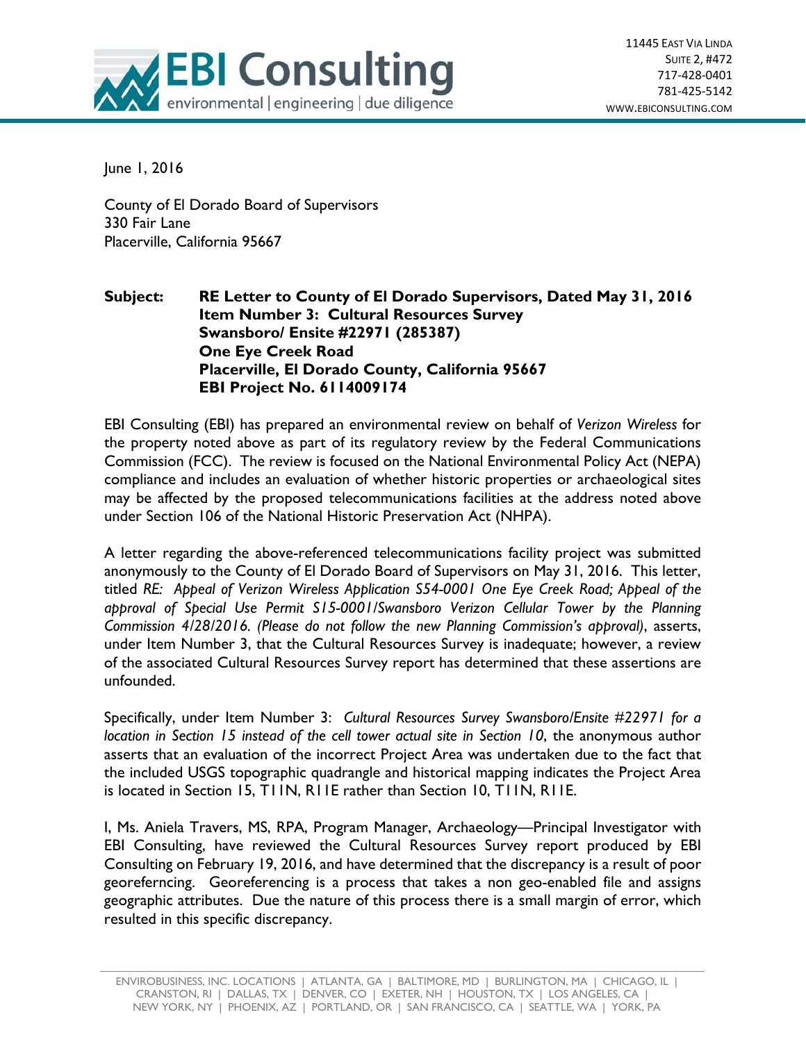11445 East Via Linda
Suite 2, #472
717-428-0401
781-425-5142
www.ebiconsulting.com

June 1, 2016

County of El Dorado Board of Supervisors
330 Fair Lane
Placerville, California 95667

**Subject: RE Letter to County of El Dorado Supervisors, Dated May 31, 2016**
**Item Number 3: Cultural Resources Survey**
**Swansboro/ Ensite #22971 (285387)**
**One Eye Creek Road**
**Placerville, El Dorado County, California 95667**
**EBI Project No. 6114009174**

EBI Consulting (EBI) has prepared an environmental review on behalf of *Verizon Wireless* for the property noted above as part of its regulatory review by the Federal Communications Commission (FCC). The review is focused on the National Environmental Policy Act (NEPA) compliance and includes an evaluation of whether historic properties or archaeological sites may be affected by the proposed telecommunications facilities at the address noted above under Section 106 of the National Historic Preservation Act (NHPA).

A letter regarding the above-referenced telecommunications facility project was submitted anonymously to the County of El Dorado Board of Supervisors on May 31, 2016. This letter, titled *RE: Appeal of Verizon Wireless Application S54-0001 One Eye Creek Road; Appeal of the approval of Special Use Permit S15-0001/Swansboro Verizon Cellular Tower by the Planning Commission 4/28/2016. (Please do not follow the new Planning Commission's approval)*, asserts, under Item Number 3, that the Cultural Resources Survey is inadequate; however, a review of the associated Cultural Resources Survey report has determined that these assertions are unfounded.

Specifically, under Item Number 3: *Cultural Resources Survey Swansboro/Ensite #22971 for a location in Section 15 instead of the cell tower actual site in Section 10*, the anonymous author asserts that an evaluation of the incorrect Project Area was undertaken due to the fact that the included USGS topographic quadrangle and historical mapping indicates the Project Area is located in Section 15, T11N, R11E rather than Section 10, T11N, R11E.

I, Ms. Aniela Travers, MS, RPA, Program Manager, Archaeology—Principal Investigator with EBI Consulting, have reviewed the Cultural Resources Survey report produced by EBI Consulting on February 19, 2016, and have determined that the discrepancy is a result of poor georeferncing. Georeferencing is a process that takes a non geo-enabled file and assigns geographic attributes. Due the nature of this process there is a small margin of error, which resulted in this specific discrepancy.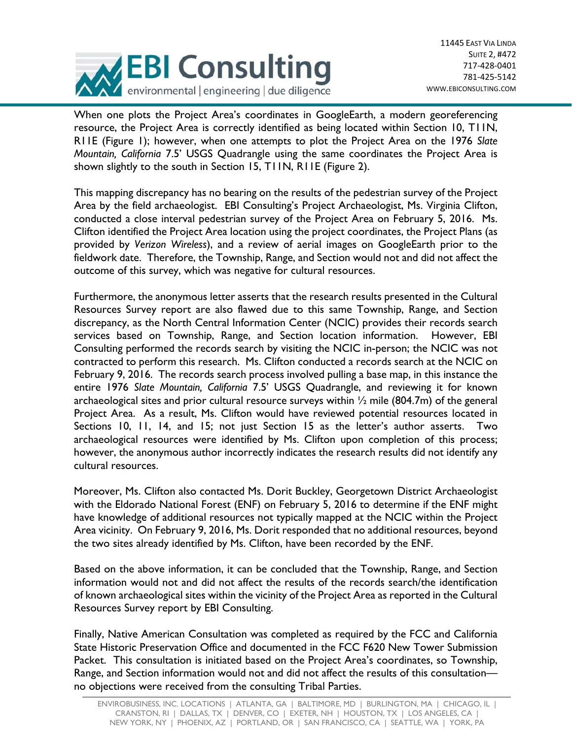When one plots the Project Area's coordinates in GoogleEarth, a modern georeferencing resource, the Project Area is correctly identified as being located within Section 10, T11N, R11E (Figure 1); however, when one attempts to plot the Project Area on the 1976 *Slate Mountain, California* 7.5' USGS Quadrangle using the same coordinates the Project Area is shown slightly to the south in Section 15, T11N, R11E (Figure 2).

This mapping discrepancy has no bearing on the results of the pedestrian survey of the Project Area by the field archaeologist. EBI Consulting's Project Archaeologist, Ms. Virginia Clifton, conducted a close interval pedestrian survey of the Project Area on February 5, 2016. Ms. Clifton identified the Project Area location using the project coordinates, the Project Plans (as provided by *Verizon Wireless*), and a review of aerial images on GoogleEarth prior to the fieldwork date. Therefore, the Township, Range, and Section would not and did not affect the outcome of this survey, which was negative for cultural resources.

Furthermore, the anonymous letter asserts that the research results presented in the Cultural Resources Survey report are also flawed due to this same Township, Range, and Section discrepancy, as the North Central Information Center (NCIC) provides their records search services based on Township, Range, and Section location information. However, EBI Consulting performed the records search by visiting the NCIC in-person; the NCIC was not contracted to perform this research. Ms. Clifton conducted a records search at the NCIC on February 9, 2016. The records search process involved pulling a base map, in this instance the entire 1976 *Slate Mountain, California* 7.5' USGS Quadrangle, and reviewing it for known archaeological sites and prior cultural resource surveys within ½ mile (804.7m) of the general Project Area. As a result, Ms. Clifton would have reviewed potential resources located in Sections 10, 11, 14, and 15; not just Section 15 as the letter's author asserts. Two archaeological resources were identified by Ms. Clifton upon completion of this process; however, the anonymous author incorrectly indicates the research results did not identify any cultural resources.

Moreover, Ms. Clifton also contacted Ms. Dorit Buckley, Georgetown District Archaeologist with the Eldorado National Forest (ENF) on February 5, 2016 to determine if the ENF might have knowledge of additional resources not typically mapped at the NCIC within the Project Area vicinity. On February 9, 2016, Ms. Dorit responded that no additional resources, beyond the two sites already identified by Ms. Clifton, have been recorded by the ENF.

Based on the above information, it can be concluded that the Township, Range, and Section information would not and did not affect the results of the records search/the identification of known archaeological sites within the vicinity of the Project Area as reported in the Cultural Resources Survey report by EBI Consulting.

Finally, Native American Consultation was completed as required by the FCC and California State Historic Preservation Office and documented in the FCC F620 New Tower Submission Packet. This consultation is initiated based on the Project Area's coordinates, so Township, Range, and Section information would not and did not affect the results of this consultation—no objections were received from the consulting Tribal Parties.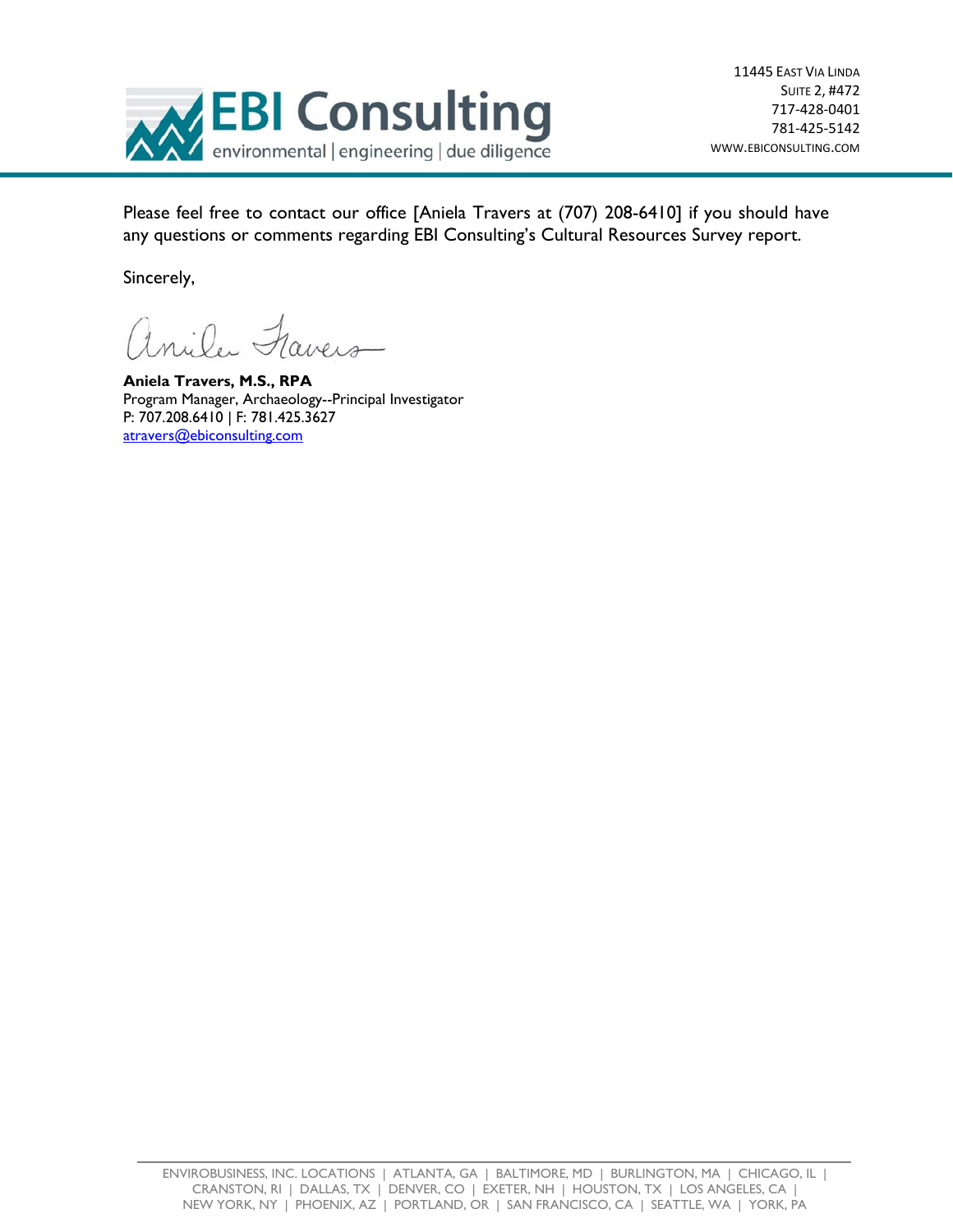Please feel free to contact our office [Aniela Travers at (707) 208-6410] if you should have any questions or comments regarding EBI Consulting's Cultural Resources Survey report.

Sincerely,

**Aniela Travers, M.S., RPA**
Program Manager, Archaeology--Principal Investigator
P: 707.208.6410 | F: 781.425.3627
atravers@ebiconsulting.com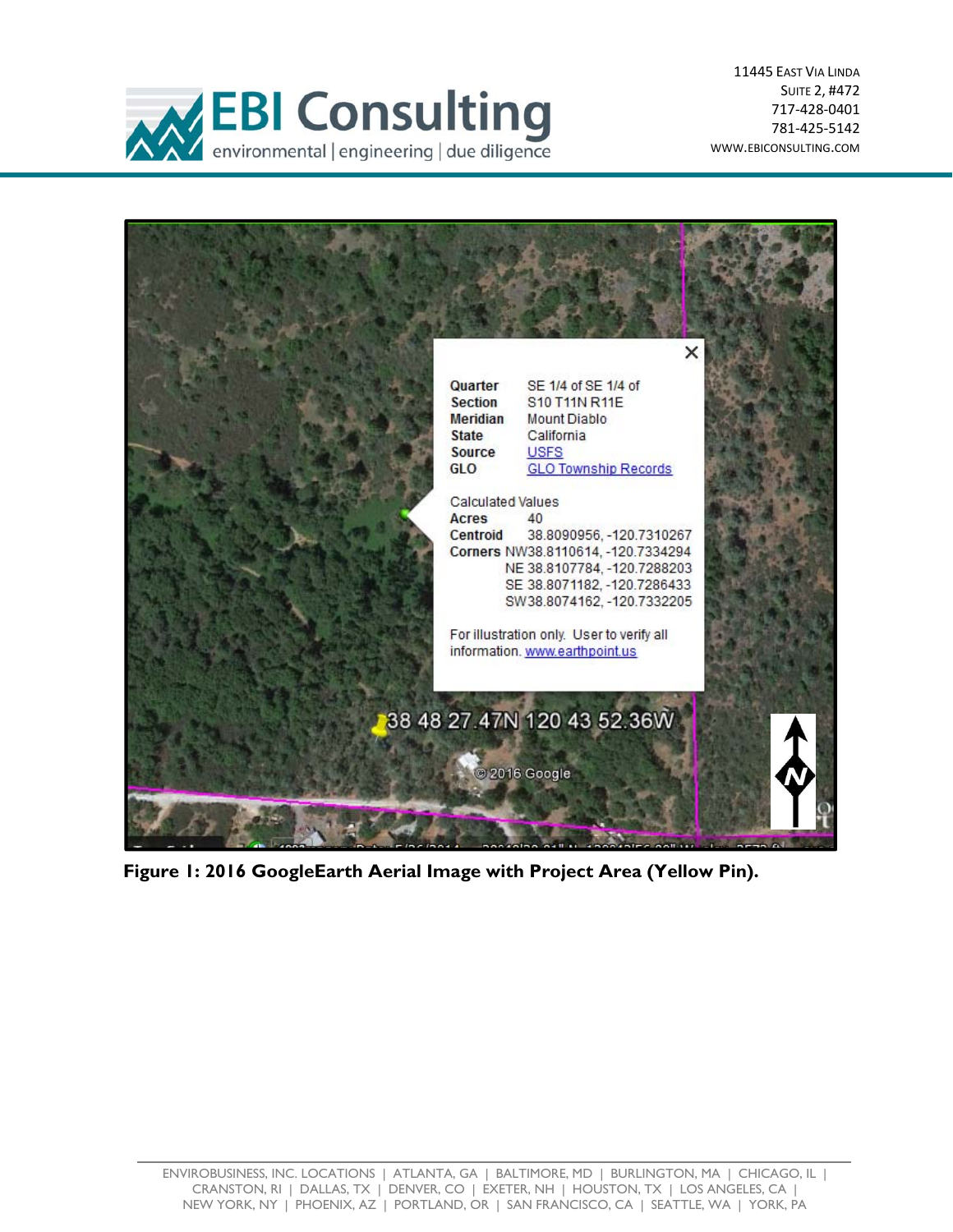Figure 1: 2016 GoogleEarth Aerial Image with Project Area (Yellow Pin).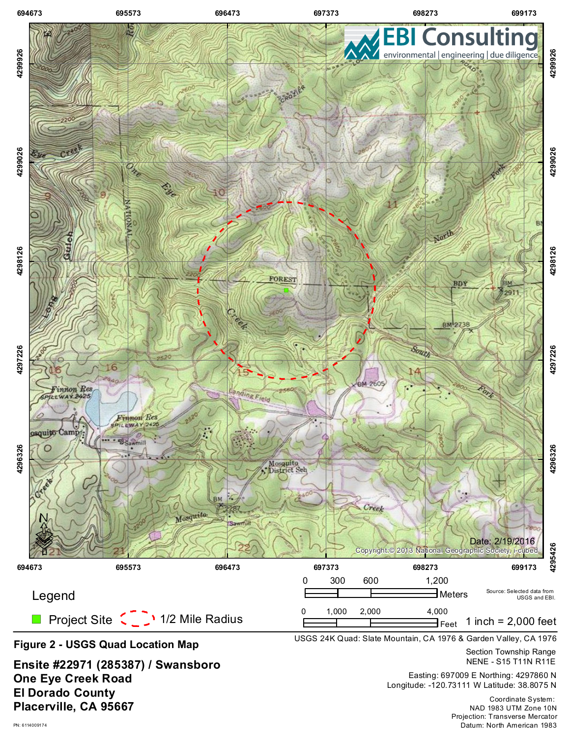**Figure 2 - USGS Quad Location Map**

**Ensite #22971 (285387) / Swansboro**
**One Eye Creek Road**
**El Dorado County**
**Placerville, CA 95667**

Legend

Project Site

1/2 Mile Radius

0 300 600 1,200 Meters

0 1,000 2,000 4,000 Feet

1 inch = 2,000 feet

Source: Selected data from USGS and EBI.

Date: 2/19/2016

Copyright:© 2013 National Geographic Society, i-cubed

USGS 24K Quad: Slate Mountain, CA 1976 & Garden Valley, CA 1976

Section Township Range
NENE - S15 T11N R11E

Easting: 697009 E Northing: 4297860 N
Longitude: -120.73111 W Latitude: 38.8075 N

Coordinate System:
NAD 1983 UTM Zone 10N
Projection: Transverse Mercator
Datum: North American 1983

PN: 6114009174